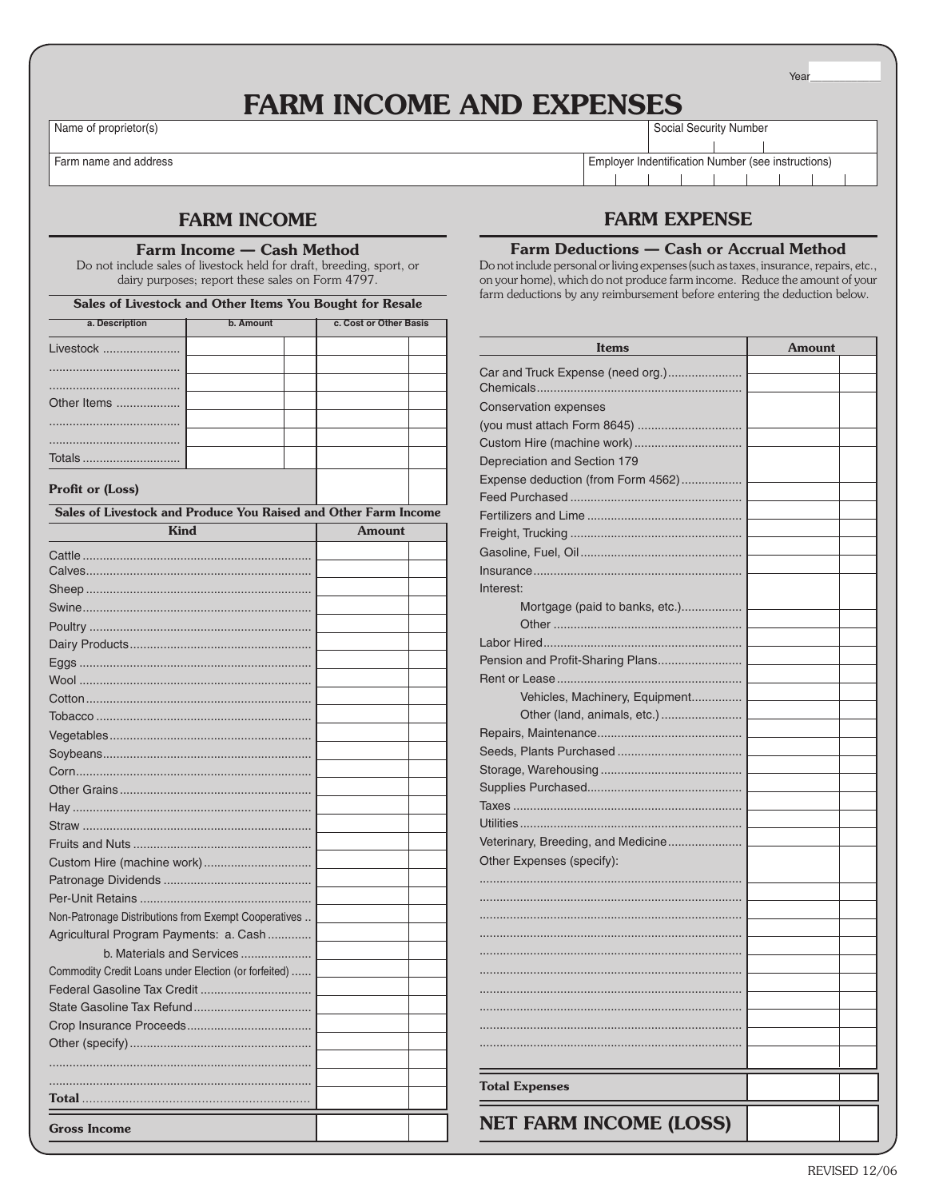Year ___________

# FARM INCOME AND EXPENSES

| Name of proprietor(s) | Social Security Number |
|---|---|
| | |
| **Farm name and address** | **Employer Indentification Number (see instructions)** |
| | |

## FARM INCOME

### Farm Income — Cash Method

Do not include sales of livestock held for draft, breeding, sport, or dairy purposes; report these sales on Form 4797.

**Sales of Livestock and Other Items You Bought for Resale**

| a. Description | b. Amount | | c. Cost or Other Basis | |
|---|---|---|---|---|
| Livestock ...................... | | | | |
| ...................................... | | | | |
| ...................................... | | | | |
| Other Items .................. | | | | |
| ...................................... | | | | |
| ...................................... | | | | |
| Totals ............................ | | | | |
| **Profit or (Loss)** | | | | |

**Sales of Livestock and Produce You Raised and Other Farm Income**

| Kind | Amount | |
|---|---|---|
| Cattle | | |
| Calves | | |
| Sheep | | |
| Swine | | |
| Poultry | | |
| Dairy Products | | |
| Eggs | | |
| Wool | | |
| Cotton | | |
| Tobacco | | |
| Vegetables | | |
| Soybeans | | |
| Corn | | |
| Other Grains | | |
| Hay | | |
| Straw | | |
| Fruits and Nuts | | |
| Custom Hire (machine work) | | |
| Patronage Dividends | | |
| Per-Unit Retains | | |
| Non-Patronage Distributions from Exempt Cooperatives | | |
| Agricultural Program Payments: a. Cash | | |
| b. Materials and Services | | |
| Commodity Credit Loans under Election (or forfeited) | | |
| Federal Gasoline Tax Credit | | |
| State Gasoline Tax Refund | | |
| Crop Insurance Proceeds | | |
| Other (specify) | | |
| ........................................................................ | | |
| ........................................................................ | | |
| **Total** | | |
| **Gross Income** | | |

## FARM EXPENSE

### Farm Deductions — Cash or Accrual Method

Do not include personal or living expenses (such as taxes, insurance, repairs, etc., on your home), which do not produce farm income. Reduce the amount of your farm deductions by any reimbursement before entering the deduction below.

| Items | Amount | |
|---|---|---|
| Car and Truck Expense (need org.) | | |
| Chemicals | | |
| Conservation expenses (you must attach Form 8645) | | |
| Custom Hire (machine work) | | |
| Depreciation and Section 179 Expense deduction (from Form 4562) | | |
| Feed Purchased | | |
| Fertilizers and Lime | | |
| Freight, Trucking | | |
| Gasoline, Fuel, Oil | | |
| Insurance | | |
| Interest: | | |
| Mortgage (paid to banks, etc.) | | |
| Other | | |
| Labor Hired | | |
| Pension and Profit-Sharing Plans | | |
| Rent or Lease | | |
| Vehicles, Machinery, Equipment | | |
| Other (land, animals, etc.) | | |
| Repairs, Maintenance | | |
| Seeds, Plants Purchased | | |
| Storage, Warehousing | | |
| Supplies Purchased | | |
| Taxes | | |
| Utilities | | |
| Veterinary, Breeding, and Medicine | | |
| Other Expenses (specify): | | |
| ........................................................................ | | |
| ........................................................................ | | |
| ........................................................................ | | |
| ........................................................................ | | |
| ........................................................................ | | |
| ........................................................................ | | |
| ........................................................................ | | |
| ........................................................................ | | |
| ........................................................................ | | |
| ........................................................................ | | |
| **Total Expenses** | | |
| **NET FARM INCOME (LOSS)** | | |

REVISED 12/06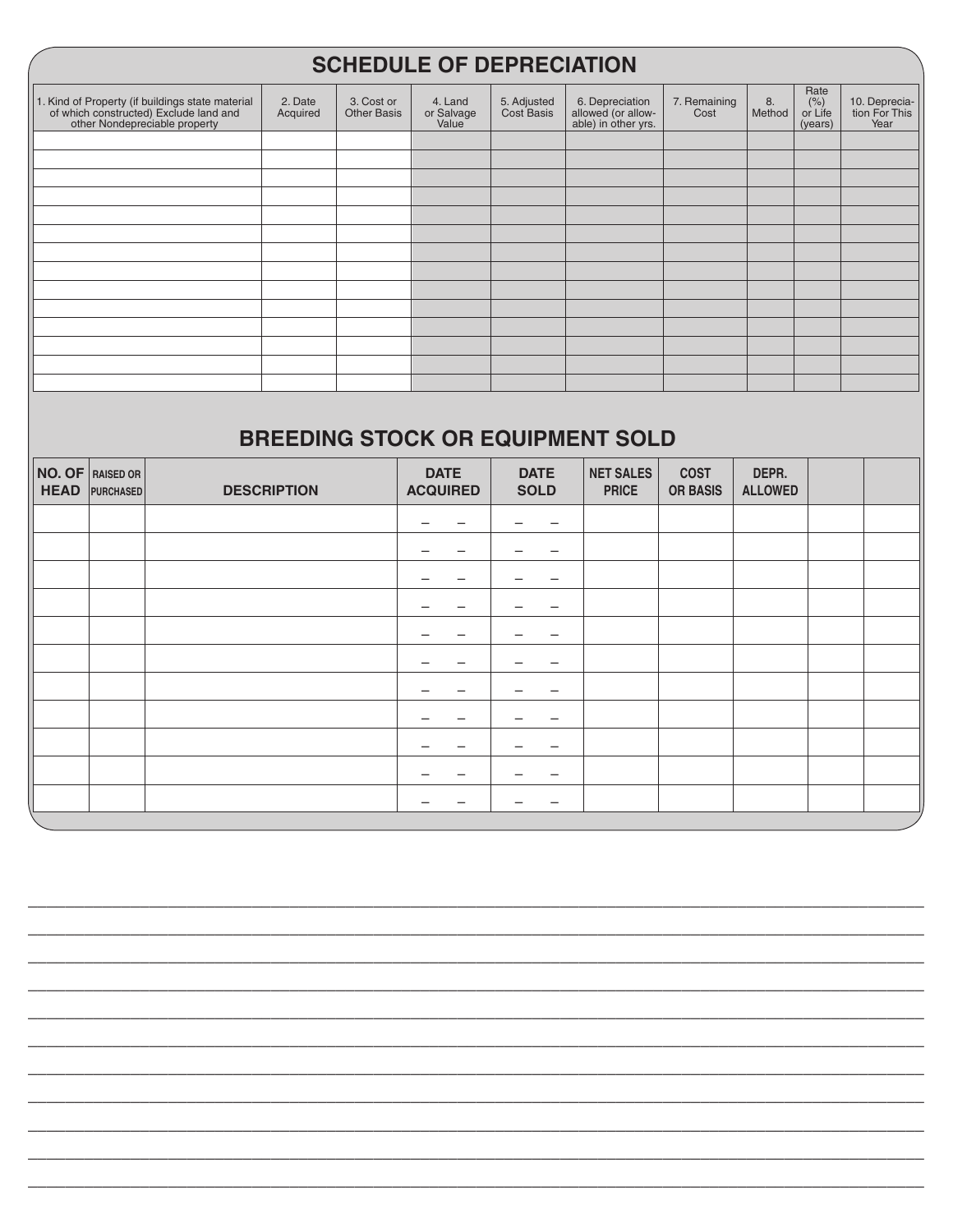## SCHEDULE OF DEPRECIATION

| 1. Kind of Property (if buildings state material of which constructed) Exclude land and other Nondepreciable property | 2. Date Acquired | 3. Cost or Other Basis | 4. Land or Salvage Value | 5. Adjusted Cost Basis | 6. Depreciation allowed (or allowable) in other yrs. | 7. Remaining Cost | 8. Method | Rate (%) or Life (years) | 10. Depreciation For This Year |
|---|---|---|---|---|---|---|---|---|---|
| | | | | | | | | | |
| | | | | | | | | | |
| | | | | | | | | | |
| | | | | | | | | | |
| | | | | | | | | | |
| | | | | | | | | | |
| | | | | | | | | | |
| | | | | | | | | | |
| | | | | | | | | | |
| | | | | | | | | | |
| | | | | | | | | | |
| | | | | | | | | | |
| | | | | | | | | | |
| | | | | | | | | | |

## BREEDING STOCK OR EQUIPMENT SOLD

| NO. OF HEAD | RAISED OR PURCHASED | DESCRIPTION | DATE ACQUIRED | DATE SOLD | NET SALES PRICE | COST OR BASIS | DEPR. ALLOWED | | |
|---|---|---|---|---|---|---|---|---|---|
| | | | – – | – – | | | | | |
| | | | – – | – – | | | | | |
| | | | – – | – – | | | | | |
| | | | – – | – – | | | | | |
| | | | – – | – – | | | | | |
| | | | – – | – – | | | | | |
| | | | – – | – – | | | | | |
| | | | – – | – – | | | | | |
| | | | – – | – – | | | | | |
| | | | – – | – – | | | | | |
| | | | – – | – – | | | | | |